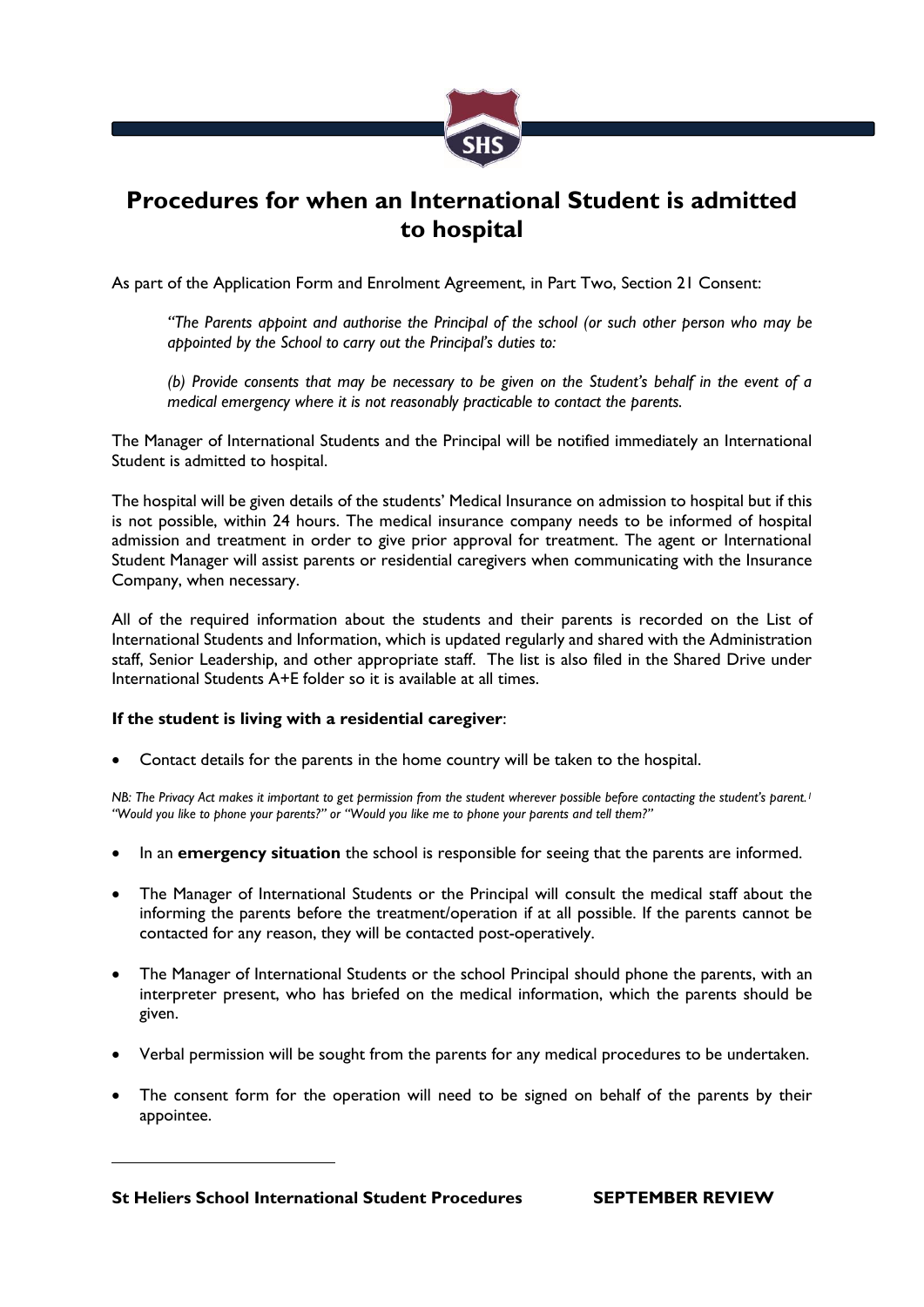# Procedures for when an International Student is admitted to hospital

As part of the Application Form and Enrolment Agreement, in Part Two, Section 21 Consent:

> *"The Parents appoint and authorise the Principal of the school (or such other person who may be appointed by the School to carry out the Principal's duties to:*
>
> *(b) Provide consents that may be necessary to be given on the Student's behalf in the event of a medical emergency where it is not reasonably practicable to contact the parents.*

The Manager of International Students and the Principal will be notified immediately an International Student is admitted to hospital.

The hospital will be given details of the students' Medical Insurance on admission to hospital but if this is not possible, within 24 hours. The medical insurance company needs to be informed of hospital admission and treatment in order to give prior approval for treatment. The agent or International Student Manager will assist parents or residential caregivers when communicating with the Insurance Company, when necessary.

All of the required information about the students and their parents is recorded on the List of International Students and Information, which is updated regularly and shared with the Administration staff, Senior Leadership, and other appropriate staff. The list is also filed in the Shared Drive under International Students A+E folder so it is available at all times.

**If the student is living with a residential caregiver**:

- Contact details for the parents in the home country will be taken to the hospital.

*NB: The Privacy Act makes it important to get permission from the student wherever possible before contacting the student's parent.[1] "Would you like to phone your parents?" or "Would you like me to phone your parents and tell them?"*

- In an **emergency situation** the school is responsible for seeing that the parents are informed.
- The Manager of International Students or the Principal will consult the medical staff about the informing the parents before the treatment/operation if at all possible. If the parents cannot be contacted for any reason, they will be contacted post-operatively.
- The Manager of International Students or the school Principal should phone the parents, with an interpreter present, who has briefed on the medical information, which the parents should be given.
- Verbal permission will be sought from the parents for any medical procedures to be undertaken.
- The consent form for the operation will need to be signed on behalf of the parents by their appointee.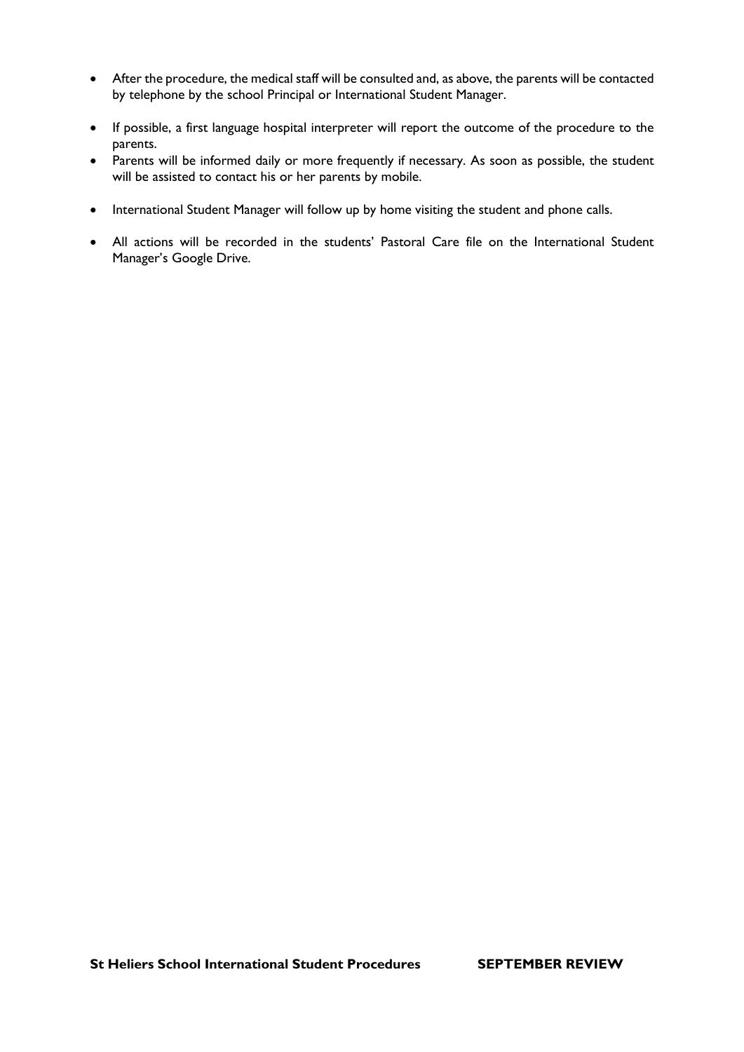- After the procedure, the medical staff will be consulted and, as above, the parents will be contacted by telephone by the school Principal or International Student Manager.
- If possible, a first language hospital interpreter will report the outcome of the procedure to the parents.
- Parents will be informed daily or more frequently if necessary. As soon as possible, the student will be assisted to contact his or her parents by mobile.
- International Student Manager will follow up by home visiting the student and phone calls.
- All actions will be recorded in the students' Pastoral Care file on the International Student Manager's Google Drive.